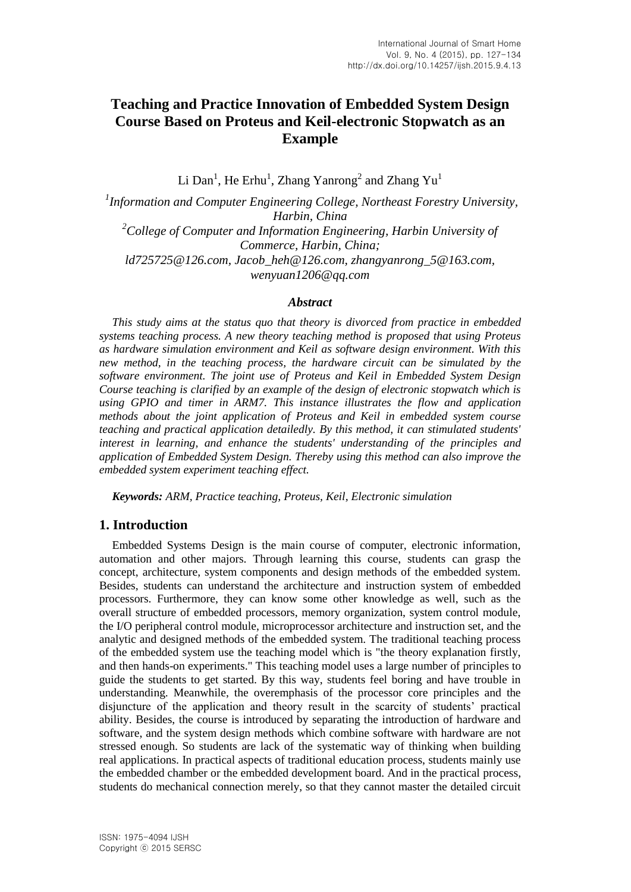# Teaching and Practice Innovation of Embedded System Design Course Based on Proteus and Keil-electronic Stopwatch as an Example

Li Dan[1], He Erhu[1], Zhang Yanrong[2] and Zhang Yu[1]

*[1]Information and Computer Engineering College, Northeast Forestry University, Harbin, China*
*[2]College of Computer and Information Engineering, Harbin University of Commerce, Harbin, China;*
*ld725725@126.com, Jacob_heh@126.com, zhangyanrong_5@163.com, wenyuan1206@qq.com*

### *Abstract*

*This study aims at the status quo that theory is divorced from practice in embedded systems teaching process. A new theory teaching method is proposed that using Proteus as hardware simulation environment and Keil as software design environment. With this new method, in the teaching process, the hardware circuit can be simulated by the software environment. The joint use of Proteus and Keil in Embedded System Design Course teaching is clarified by an example of the design of electronic stopwatch which is using GPIO and timer in ARM7. This instance illustrates the flow and application methods about the joint application of Proteus and Keil in embedded system course teaching and practical application detailedly. By this method, it can stimulated students' interest in learning, and enhance the students' understanding of the principles and application of Embedded System Design. Thereby using this method can also improve the embedded system experiment teaching effect.*

***Keywords:*** *ARM, Practice teaching, Proteus, Keil, Electronic simulation*

## 1. Introduction

Embedded Systems Design is the main course of computer, electronic information, automation and other majors. Through learning this course, students can grasp the concept, architecture, system components and design methods of the embedded system. Besides, students can understand the architecture and instruction system of embedded processors. Furthermore, they can know some other knowledge as well, such as the overall structure of embedded processors, memory organization, system control module, the I/O peripheral control module, microprocessor architecture and instruction set, and the analytic and designed methods of the embedded system. The traditional teaching process of the embedded system use the teaching model which is "the theory explanation firstly, and then hands-on experiments." This teaching model uses a large number of principles to guide the students to get started. By this way, students feel boring and have trouble in understanding. Meanwhile, the overemphasis of the processor core principles and the disjuncture of the application and theory result in the scarcity of students' practical ability. Besides, the course is introduced by separating the introduction of hardware and software, and the system design methods which combine software with hardware are not stressed enough. So students are lack of the systematic way of thinking when building real applications. In practical aspects of traditional education process, students mainly use the embedded chamber or the embedded development board. And in the practical process, students do mechanical connection merely, so that they cannot master the detailed circuit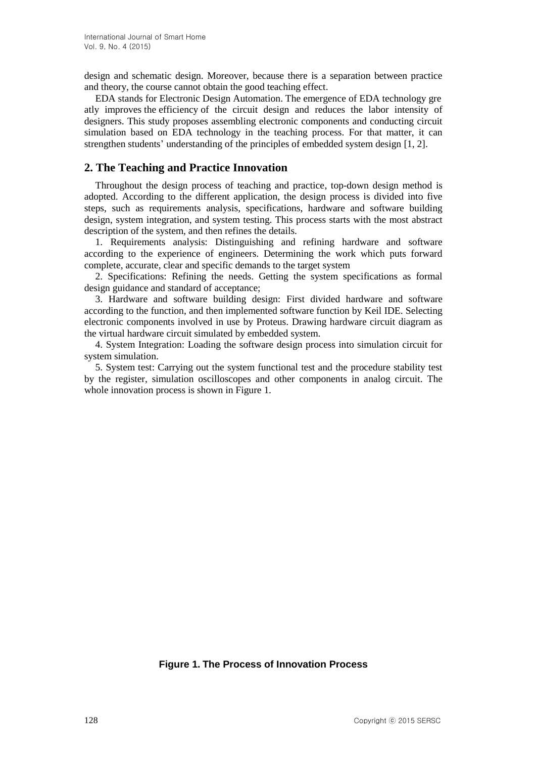design and schematic design. Moreover, because there is a separation between practice and theory, the course cannot obtain the good teaching effect.

EDA stands for Electronic Design Automation. The emergence of EDA technology greatly improves the efficiency of the circuit design and reduces the labor intensity of designers. This study proposes assembling electronic components and conducting circuit simulation based on EDA technology in the teaching process. For that matter, it can strengthen students' understanding of the principles of embedded system design [1, 2].

## 2. The Teaching and Practice Innovation

Throughout the design process of teaching and practice, top-down design method is adopted. According to the different application, the design process is divided into five steps, such as requirements analysis, specifications, hardware and software building design, system integration, and system testing. This process starts with the most abstract description of the system, and then refines the details.

1. Requirements analysis: Distinguishing and refining hardware and software according to the experience of engineers. Determining the work which puts forward complete, accurate, clear and specific demands to the target system

2. Specifications: Refining the needs. Getting the system specifications as formal design guidance and standard of acceptance;

3. Hardware and software building design: First divided hardware and software according to the function, and then implemented software function by Keil IDE. Selecting electronic components involved in use by Proteus. Drawing hardware circuit diagram as the virtual hardware circuit simulated by embedded system.

4. System Integration: Loading the software design process into simulation circuit for system simulation.

5. System test: Carrying out the system functional test and the procedure stability test by the register, simulation oscilloscopes and other components in analog circuit. The whole innovation process is shown in Figure 1.

**Figure 1. The Process of Innovation Process**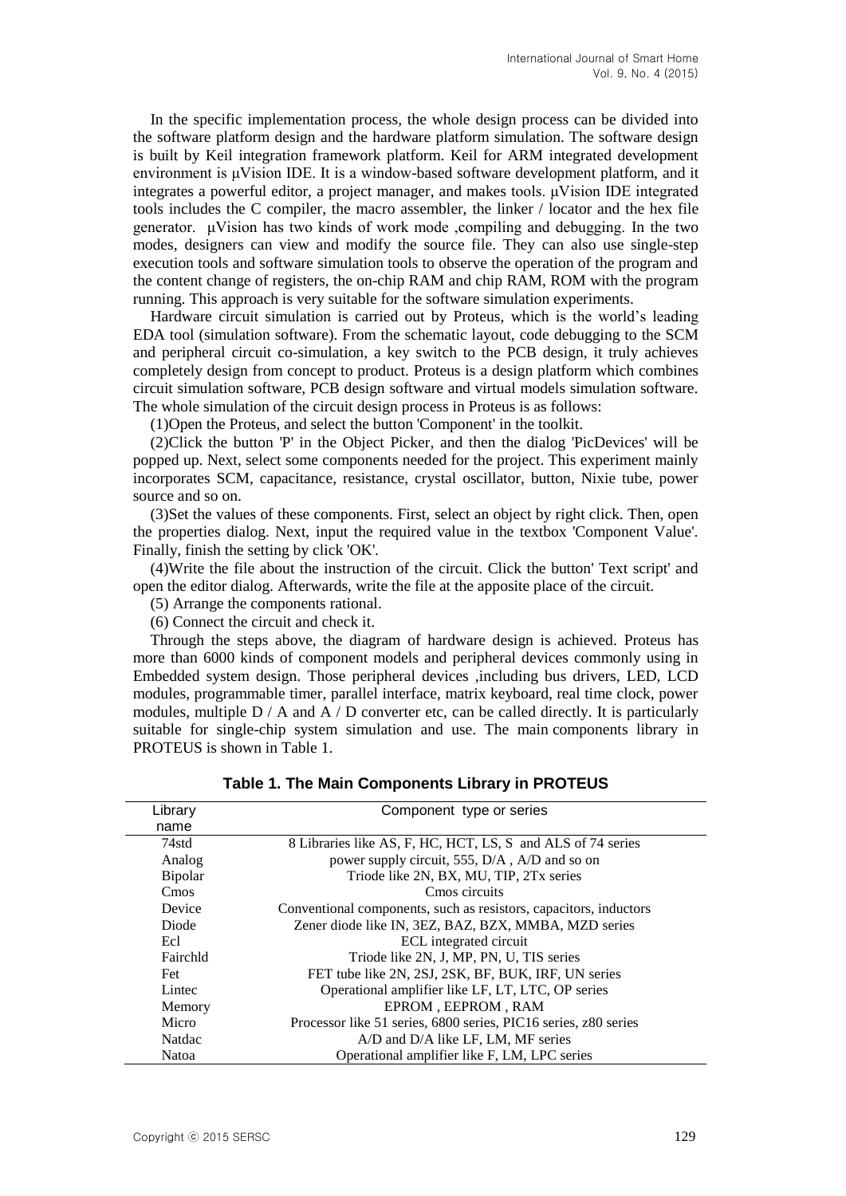In the specific implementation process, the whole design process can be divided into the software platform design and the hardware platform simulation. The software design is built by Keil integration framework platform. Keil for ARM integrated development environment is μVision IDE. It is a window-based software development platform, and it integrates a powerful editor, a project manager, and makes tools. μVision IDE integrated tools includes the C compiler, the macro assembler, the linker / locator and the hex file generator. μVision has two kinds of work mode ,compiling and debugging. In the two modes, designers can view and modify the source file. They can also use single-step execution tools and software simulation tools to observe the operation of the program and the content change of registers, the on-chip RAM and chip RAM, ROM with the program running. This approach is very suitable for the software simulation experiments.

Hardware circuit simulation is carried out by Proteus, which is the world's leading EDA tool (simulation software). From the schematic layout, code debugging to the SCM and peripheral circuit co-simulation, a key switch to the PCB design, it truly achieves completely design from concept to product. Proteus is a design platform which combines circuit simulation software, PCB design software and virtual models simulation software. The whole simulation of the circuit design process in Proteus is as follows:

(1)Open the Proteus, and select the button 'Component' in the toolkit.

(2)Click the button 'P' in the Object Picker, and then the dialog 'PicDevices' will be popped up. Next, select some components needed for the project. This experiment mainly incorporates SCM, capacitance, resistance, crystal oscillator, button, Nixie tube, power source and so on.

(3)Set the values of these components. First, select an object by right click. Then, open the properties dialog. Next, input the required value in the textbox 'Component Value'. Finally, finish the setting by click 'OK'.

(4)Write the file about the instruction of the circuit. Click the button' Text script' and open the editor dialog. Afterwards, write the file at the apposite place of the circuit.

(5) Arrange the components rational.

(6) Connect the circuit and check it.

Through the steps above, the diagram of hardware design is achieved. Proteus has more than 6000 kinds of component models and peripheral devices commonly using in Embedded system design. Those peripheral devices ,including bus drivers, LED, LCD modules, programmable timer, parallel interface, matrix keyboard, real time clock, power modules, multiple D / A and A / D converter etc, can be called directly. It is particularly suitable for single-chip system simulation and use. The main components library in PROTEUS is shown in Table 1.

**Table 1. The Main Components Library in PROTEUS**

| Library name | Component type or series |
| --- | --- |
| 74std | 8 Libraries like AS, F, HC, HCT, LS, S and ALS of 74 series |
| Analog | power supply circuit, 555, D/A , A/D and so on |
| Bipolar | Triode like 2N, BX, MU, TIP, 2Tx series |
| Cmos | Cmos circuits |
| Device | Conventional components, such as resistors, capacitors, inductors |
| Diode | Zener diode like IN, 3EZ, BAZ, BZX, MMBA, MZD series |
| Ecl | ECL integrated circuit |
| Fairchld | Triode like 2N, J, MP, PN, U, TIS series |
| Fet | FET tube like 2N, 2SJ, 2SK, BF, BUK, IRF, UN series |
| Lintec | Operational amplifier like LF, LT, LTC, OP series |
| Memory | EPROM , EEPROM , RAM |
| Micro | Processor like 51 series, 6800 series, PIC16 series, z80 series |
| Natdac | A/D and D/A like LF, LM, MF series |
| Natoa | Operational amplifier like F, LM, LPC series |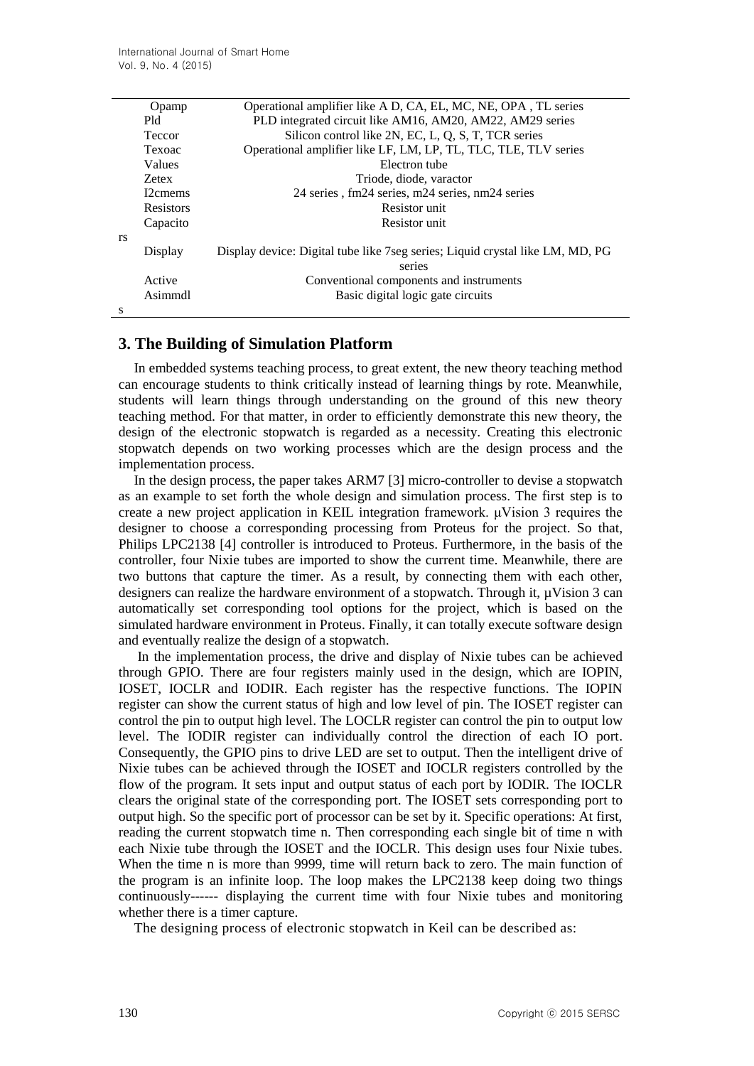| | |
|---|---|
| Opamp | Operational amplifier like A D, CA, EL, MC, NE, OPA , TL series |
| Pld | PLD integrated circuit like AM16, AM20, AM22, AM29 series |
| Teccor | Silicon control like 2N, EC, L, Q, S, T, TCR series |
| Texoac | Operational amplifier like LF, LM, LP, TL, TLC, TLE, TLV series |
| Values | Electron tube |
| Zetex | Triode, diode, varactor |
| I2cmems | 24 series , fm24 series, m24 series, nm24 series |
| Resistors | Resistor unit |
| Capacitors | Resistor unit |
| Display | Display device: Digital tube like 7seg series; Liquid crystal like LM, MD, PG series |
| Active | Conventional components and instruments |
| Asimmdls | Basic digital logic gate circuits |

## 3. The Building of Simulation Platform

In embedded systems teaching process, to great extent, the new theory teaching method can encourage students to think critically instead of learning things by rote. Meanwhile, students will learn things through understanding on the ground of this new theory teaching method. For that matter, in order to efficiently demonstrate this new theory, the design of the electronic stopwatch is regarded as a necessity. Creating this electronic stopwatch depends on two working processes which are the design process and the implementation process.

In the design process, the paper takes ARM7 [3] micro-controller to devise a stopwatch as an example to set forth the whole design and simulation process. The first step is to create a new project application in KEIL integration framework. µVision 3 requires the designer to choose a corresponding processing from Proteus for the project. So that, Philips LPC2138 [4] controller is introduced to Proteus. Furthermore, in the basis of the controller, four Nixie tubes are imported to show the current time. Meanwhile, there are two buttons that capture the timer. As a result, by connecting them with each other, designers can realize the hardware environment of a stopwatch. Through it, µVision 3 can automatically set corresponding tool options for the project, which is based on the simulated hardware environment in Proteus. Finally, it can totally execute software design and eventually realize the design of a stopwatch.

In the implementation process, the drive and display of Nixie tubes can be achieved through GPIO. There are four registers mainly used in the design, which are IOPIN, IOSET, IOCLR and IODIR. Each register has the respective functions. The IOPIN register can show the current status of high and low level of pin. The IOSET register can control the pin to output high level. The LOCLR register can control the pin to output low level. The IODIR register can individually control the direction of each IO port. Consequently, the GPIO pins to drive LED are set to output. Then the intelligent drive of Nixie tubes can be achieved through the IOSET and IOCLR registers controlled by the flow of the program. It sets input and output status of each port by IODIR. The IOCLR clears the original state of the corresponding port. The IOSET sets corresponding port to output high. So the specific port of processor can be set by it. Specific operations: At first, reading the current stopwatch time n. Then corresponding each single bit of time n with each Nixie tube through the IOSET and the IOCLR. This design uses four Nixie tubes. When the time n is more than 9999, time will return back to zero. The main function of the program is an infinite loop. The loop makes the LPC2138 keep doing two things continuously------ displaying the current time with four Nixie tubes and monitoring whether there is a timer capture.

The designing process of electronic stopwatch in Keil can be described as: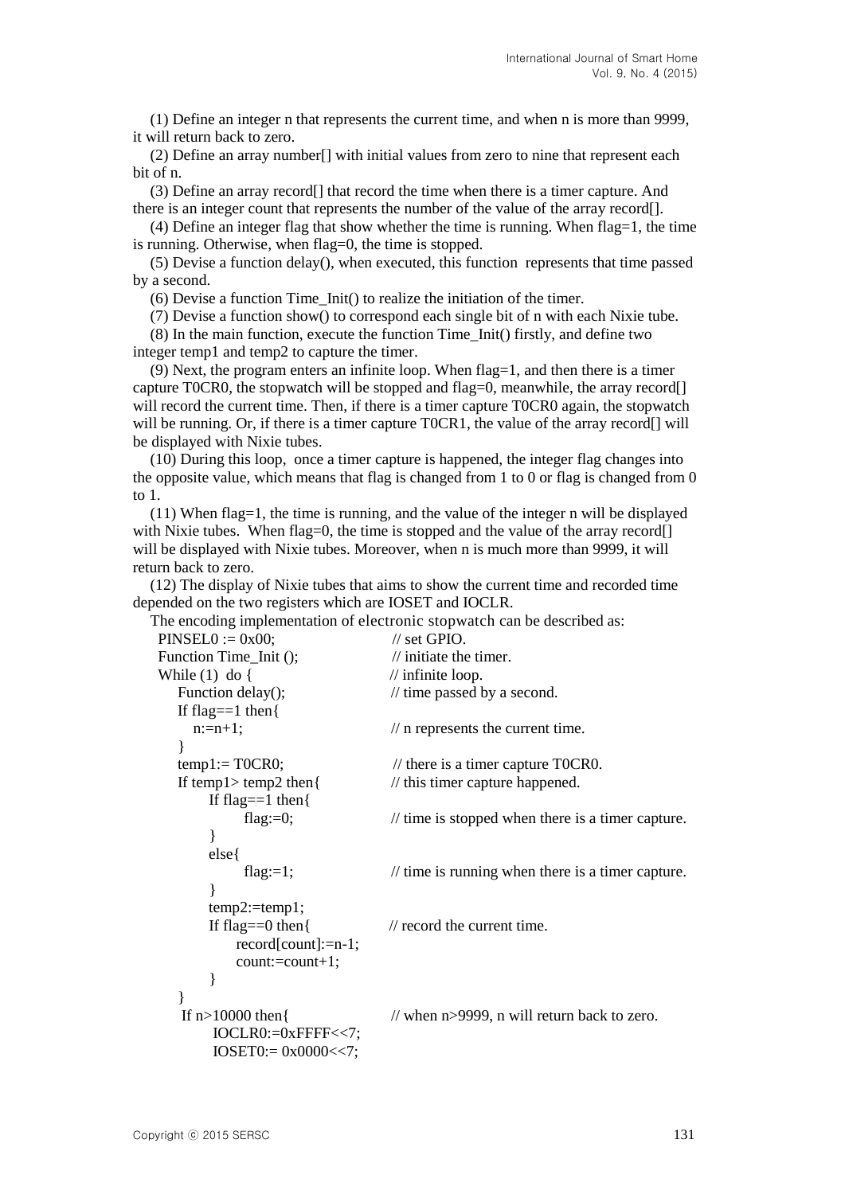(1) Define an integer n that represents the current time, and when n is more than 9999, it will return back to zero.

(2) Define an array number[] with initial values from zero to nine that represent each bit of n.

(3) Define an array record[] that record the time when there is a timer capture. And there is an integer count that represents the number of the value of the array record[].

(4) Define an integer flag that show whether the time is running. When flag=1, the time is running. Otherwise, when flag=0, the time is stopped.

(5) Devise a function delay(), when executed, this function represents that time passed by a second.

(6) Devise a function Time_Init() to realize the initiation of the timer.

(7) Devise a function show() to correspond each single bit of n with each Nixie tube.

(8) In the main function, execute the function Time_Init() firstly, and define two integer temp1 and temp2 to capture the timer.

(9) Next, the program enters an infinite loop. When flag=1, and then there is a timer capture T0CR0, the stopwatch will be stopped and flag=0, meanwhile, the array record[] will record the current time. Then, if there is a timer capture T0CR0 again, the stopwatch will be running. Or, if there is a timer capture T0CR1, the value of the array record[] will be displayed with Nixie tubes.

(10) During this loop, once a timer capture is happened, the integer flag changes into the opposite value, which means that flag is changed from 1 to 0 or flag is changed from 0 to 1.

(11) When flag=1, the time is running, and the value of the integer n will be displayed with Nixie tubes. When flag=0, the time is stopped and the value of the array record[] will be displayed with Nixie tubes. Moreover, when n is much more than 9999, it will return back to zero.

(12) The display of Nixie tubes that aims to show the current time and recorded time depended on the two registers which are IOSET and IOCLR.

The encoding implementation of electronic stopwatch can be described as:

```
PINSEL0 := 0x00;                    // set GPIO.
Function Time_Init ();              // initiate the timer.
While (1)  do {                     // infinite loop.
    Function delay();               // time passed by a second.
    If flag==1 then{
        n:=n+1;                     // n represents the current time.
    }
    temp1:= T0CR0;                  // there is a timer capture T0CR0.
    If temp1> temp2 then{           // this timer capture happened.
        If flag==1 then{
            flag:=0;                // time is stopped when there is a timer capture.
        }
        else{
            flag:=1;                // time is running when there is a timer capture.
        }
        temp2:=temp1;
        If flag==0 then{            // record the current time.
            record[count]:=n-1;
            count:=count+1;
        }
    }
    If n>10000 then{                // when n>9999, n will return back to zero.
        IOCLR0:=0xFFFF<<7;
        IOSET0:= 0x0000<<7;
```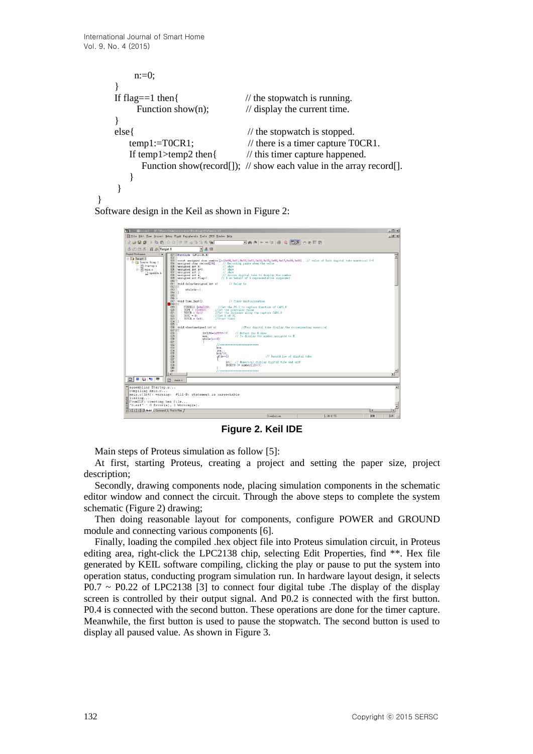```
        n:=0;
    }
    If flag==1 then{                  // the stopwatch is running.
        Function show(n);             // display the current time.
    }
    else{                             // the stopwatch is stopped.
        temp1:=T0CR1;                 // there is a timer capture T0CR1.
        If temp1>temp2 then{          // this timer capture happened.
            Function show(record[]);  // show each value in the array record[].
        }
    }
}
```

Software design in the Keil as shown in Figure 2:

**Figure 2. Keil IDE**

Main steps of Proteus simulation as follow [5]:

At first, starting Proteus, creating a project and setting the paper size, project description;

Secondly, drawing components node, placing simulation components in the schematic editor window and connect the circuit. Through the above steps to complete the system schematic (Figure 2) drawing;

Then doing reasonable layout for components, configure POWER and GROUND module and connecting various components [6].

Finally, loading the compiled .hex object file into Proteus simulation circuit, in Proteus editing area, right-click the LPC2138 chip, selecting Edit Properties, find **. Hex file generated by KEIL software compiling, clicking the play or pause to put the system into operation status, conducting program simulation run. In hardware layout design, it selects P0.7 ~ P0.22 of LPC2138 [3] to connect four digital tube .The display of the display screen is controlled by their output signal. And P0.2 is connected with the first button. P0.4 is connected with the second button. These operations are done for the timer capture. Meanwhile, the first button is used to pause the stopwatch. The second button is used to display all paused value. As shown in Figure 3.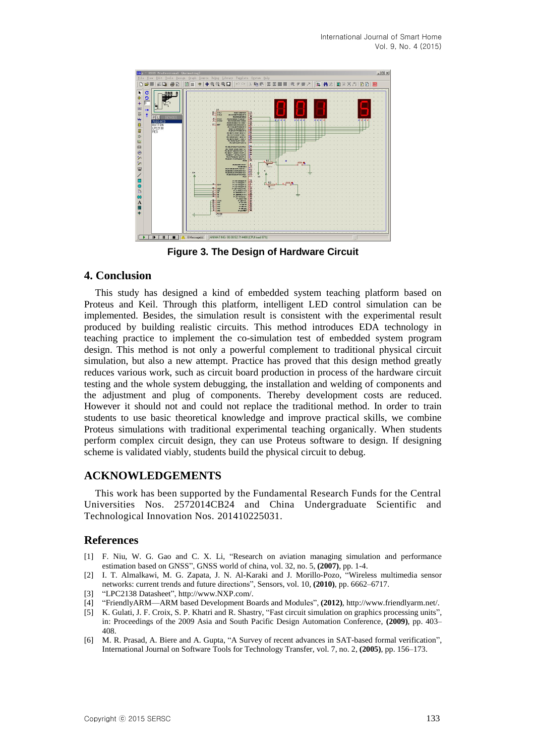**Figure 3. The Design of Hardware Circuit**

## 4. Conclusion

This study has designed a kind of embedded system teaching platform based on Proteus and Keil. Through this platform, intelligent LED control simulation can be implemented. Besides, the simulation result is consistent with the experimental result produced by building realistic circuits. This method introduces EDA technology in teaching practice to implement the co-simulation test of embedded system program design. This method is not only a powerful complement to traditional physical circuit simulation, but also a new attempt. Practice has proved that this design method greatly reduces various work, such as circuit board production in process of the hardware circuit testing and the whole system debugging, the installation and welding of components and the adjustment and plug of components. Thereby development costs are reduced. However it should not and could not replace the traditional method. In order to train students to use basic theoretical knowledge and improve practical skills, we combine Proteus simulations with traditional experimental teaching organically. When students perform complex circuit design, they can use Proteus software to design. If designing scheme is validated viably, students build the physical circuit to debug.

## ACKNOWLEDGEMENTS

This work has been supported by the Fundamental Research Funds for the Central Universities Nos. 2572014CB24 and China Undergraduate Scientific and Technological Innovation Nos. 201410225031.

## References

[1] F. Niu, W. G. Gao and C. X. Li, "Research on aviation managing simulation and performance estimation based on GNSS", GNSS world of china, vol. 32, no. 5, **(2007)**, pp. 1-4.

[2] I. T. Almalkawi, M. G. Zapata, J. N. Al-Karaki and J. Morillo-Pozo, "Wireless multimedia sensor networks: current trends and future directions", Sensors, vol. 10, **(2010)**, pp. 6662–6717.

[3] "LPC2138 Datasheet", http://www.NXP.com/.

[4] "FriendlyARM—ARM based Development Boards and Modules", **(2012)**, http://www.friendlyarm.net/.

[5] K. Gulati, J. F. Croix, S. P. Khatri and R. Shastry, "Fast circuit simulation on graphics processing units", in: Proceedings of the 2009 Asia and South Pacific Design Automation Conference, **(2009)**, pp. 403–408.

[6] M. R. Prasad, A. Biere and A. Gupta, "A Survey of recent advances in SAT-based formal verification", International Journal on Software Tools for Technology Transfer, vol. 7, no. 2, **(2005)**, pp. 156–173.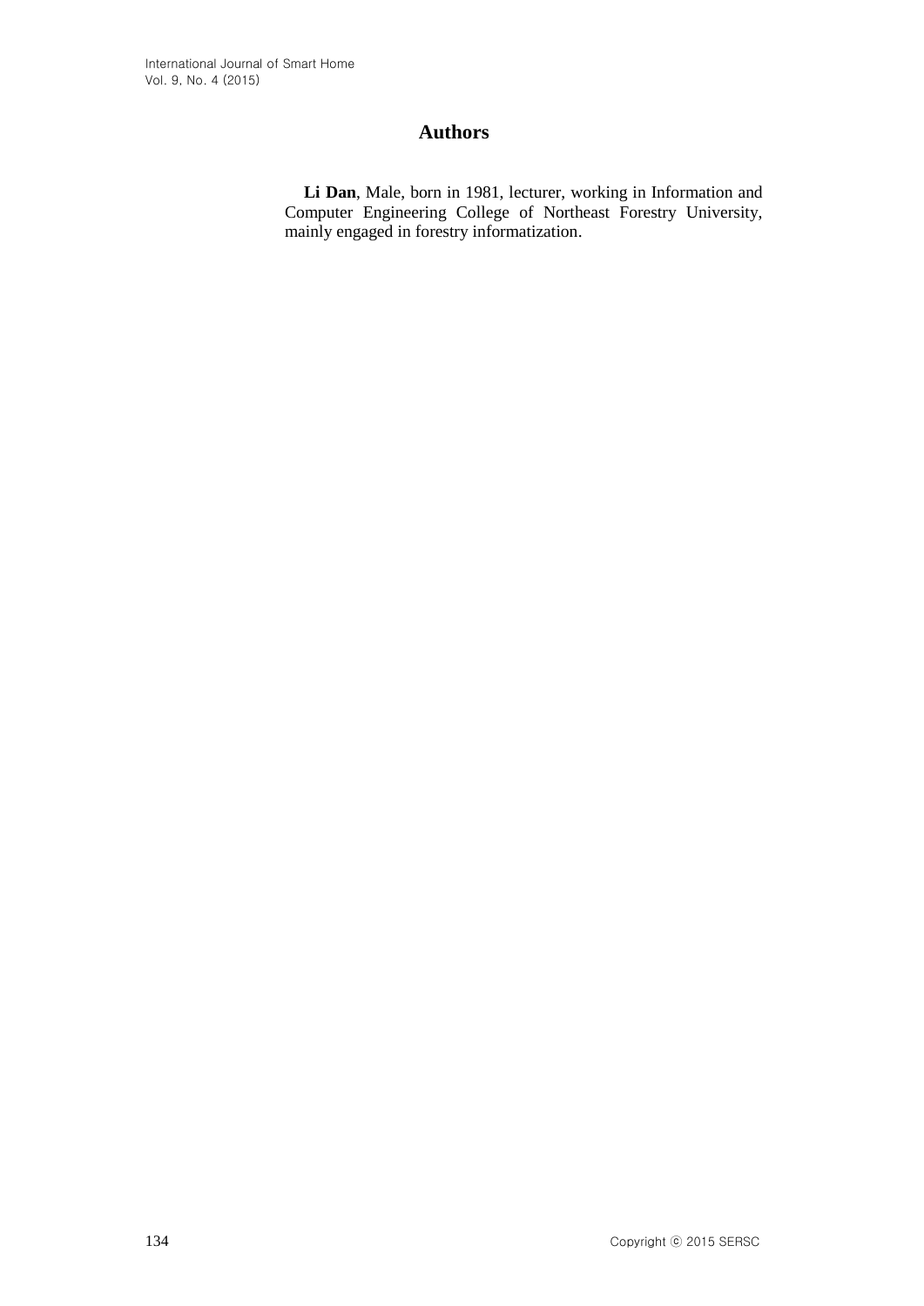## Authors

**Li Dan**, Male, born in 1981, lecturer, working in Information and Computer Engineering College of Northeast Forestry University, mainly engaged in forestry informatization.